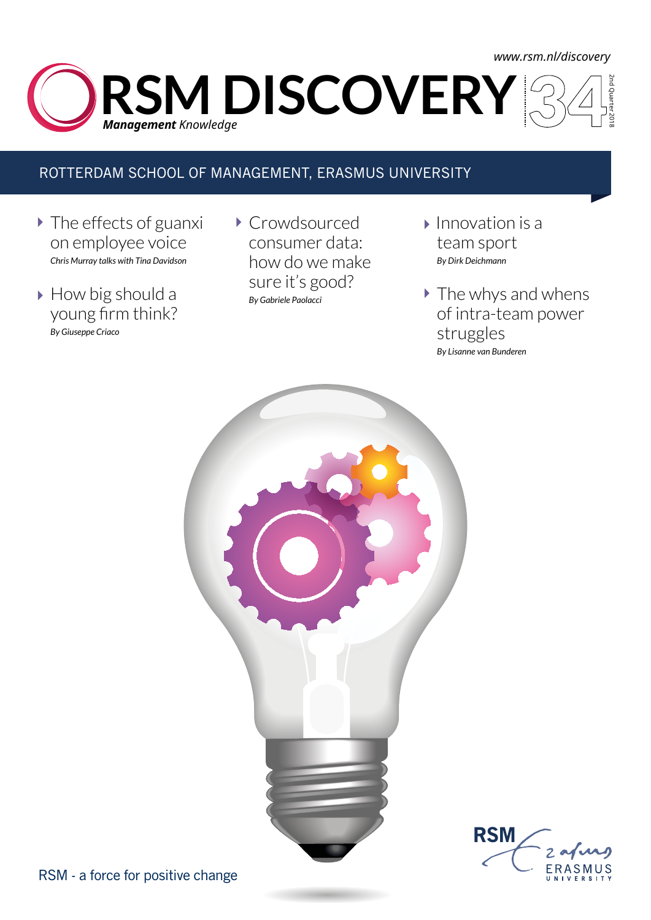www.rsm.nl/discovery

# RSM DISCOVERY 34

***Management*** *Knowledge*

2nd Quarter 2018

ROTTERDAM SCHOOL OF MANAGEMENT, ERASMUS UNIVERSITY

- The effects of guanxi on employee voice
  *Chris Murray talks with Tina Davidson*
- How big should a young firm think?
  *By Giuseppe Criaco*
- Crowdsourced consumer data: how do we make sure it's good?
  *By Gabriele Paolacci*
- Innovation is a team sport
  *By Dirk Deichmann*
- The whys and whens of intra-team power struggles
  *By Lisanne van Bunderen*

RSM - a force for positive change

RSM Erasmus University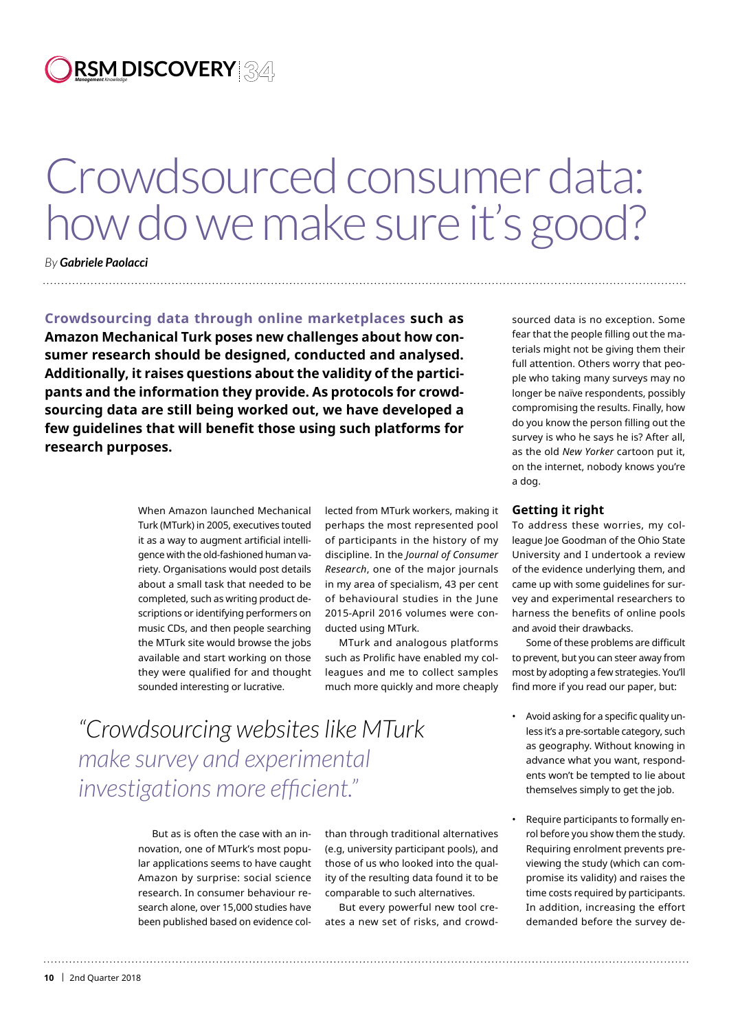# Crowdsourced consumer data: how do we make sure it's good?

*By* ***Gabriele Paolacci***

**Crowdsourcing data through online marketplaces such as Amazon Mechanical Turk poses new challenges about how consumer research should be designed, conducted and analysed. Additionally, it raises questions about the validity of the participants and the information they provide. As protocols for crowdsourcing data are still being worked out, we have developed a few guidelines that will benefit those using such platforms for research purposes.**

When Amazon launched Mechanical Turk (MTurk) in 2005, executives touted it as a way to augment artificial intelligence with the old-fashioned human variety. Organisations would post details about a small task that needed to be completed, such as writing product descriptions or identifying performers on music CDs, and then people searching the MTurk site would browse the jobs available and start working on those they were qualified for and thought sounded interesting or lucrative.

*"Crowdsourcing websites like MTurk make survey and experimental investigations more efficient."*

But as is often the case with an innovation, one of MTurk's most popular applications seems to have caught Amazon by surprise: social science research. In consumer behaviour research alone, over 15,000 studies have been published based on evidence collected from MTurk workers, making it perhaps the most represented pool of participants in the history of my discipline. In the *Journal of Consumer Research*, one of the major journals in my area of specialism, 43 per cent of behavioural studies in the June 2015-April 2016 volumes were conducted using MTurk.

MTurk and analogous platforms such as Prolific have enabled my colleagues and me to collect samples much more quickly and more cheaply than through traditional alternatives (e.g, university participant pools), and those of us who looked into the quality of the resulting data found it to be comparable to such alternatives.

But every powerful new tool creates a new set of risks, and crowdsourced data is no exception. Some fear that the people filling out the materials might not be giving them their full attention. Others worry that people who taking many surveys may no longer be naïve respondents, possibly compromising the results. Finally, how do you know the person filling out the survey is who he says he is? After all, as the old *New Yorker* cartoon put it, on the internet, nobody knows you're a dog.

## Getting it right

To address these worries, my colleague Joe Goodman of the Ohio State University and I undertook a review of the evidence underlying them, and came up with some guidelines for survey and experimental researchers to harness the benefits of online pools and avoid their drawbacks.

Some of these problems are difficult to prevent, but you can steer away from most by adopting a few strategies. You'll find more if you read our paper, but:

- Avoid asking for a specific quality unless it's a pre-sortable category, such as geography. Without knowing in advance what you want, respondents won't be tempted to lie about themselves simply to get the job.
- Require participants to formally enrol before you show them the study. Requiring enrolment prevents previewing the study (which can compromise its validity) and raises the time costs required by participants. In addition, increasing the effort demanded before the survey de-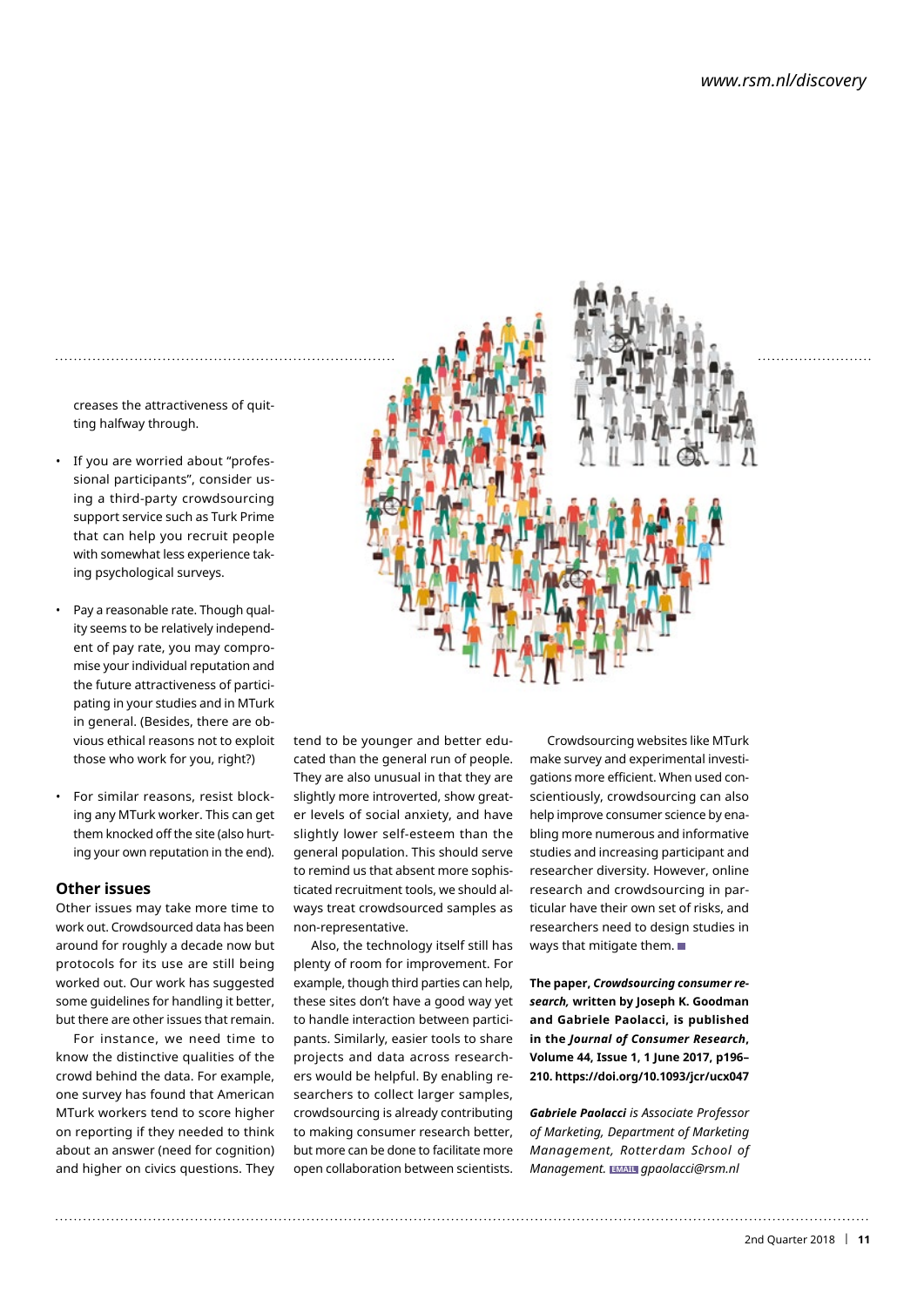creases the attractiveness of quitting halfway through.

- If you are worried about "professional participants", consider using a third-party crowdsourcing support service such as Turk Prime that can help you recruit people with somewhat less experience taking psychological surveys.
- Pay a reasonable rate. Though quality seems to be relatively independent of pay rate, you may compromise your individual reputation and the future attractiveness of participating in your studies and in MTurk in general. (Besides, there are obvious ethical reasons not to exploit those who work for you, right?)
- For similar reasons, resist blocking any MTurk worker. This can get them knocked off the site (also hurting your own reputation in the end).

## Other issues

Other issues may take more time to work out. Crowdsourced data has been around for roughly a decade now but protocols for its use are still being worked out. Our work has suggested some guidelines for handling it better, but there are other issues that remain.

For instance, we need time to know the distinctive qualities of the crowd behind the data. For example, one survey has found that American MTurk workers tend to score higher on reporting if they needed to think about an answer (need for cognition) and higher on civics questions. They tend to be younger and better educated than the general run of people. They are also unusual in that they are slightly more introverted, show greater levels of social anxiety, and have slightly lower self-esteem than the general population. This should serve to remind us that absent more sophisticated recruitment tools, we should always treat crowdsourced samples as non-representative.

Also, the technology itself still has plenty of room for improvement. For example, though third parties can help, these sites don't have a good way yet to handle interaction between participants. Similarly, easier tools to share projects and data across researchers would be helpful. By enabling researchers to collect larger samples, crowdsourcing is already contributing to making consumer research better, but more can be done to facilitate more open collaboration between scientists.

Crowdsourcing websites like MTurk make survey and experimental investigations more efficient. When used conscientiously, crowdsourcing can also help improve consumer science by enabling more numerous and informative studies and increasing participant and researcher diversity. However, online research and crowdsourcing in particular have their own set of risks, and researchers need to design studies in ways that mitigate them. ■

**The paper, *Crowdsourcing consumer research,* written by Joseph K. Goodman and Gabriele Paolacci, is published in the *Journal of Consumer Research*, Volume 44, Issue 1, 1 June 2017, p196–210. https://doi.org/10.1093/jcr/ucx047**

***Gabriele Paolacci*** *is Associate Professor of Marketing, Department of Marketing Management, Rotterdam School of Management.* EMAIL *gpaolacci@rsm.nl*